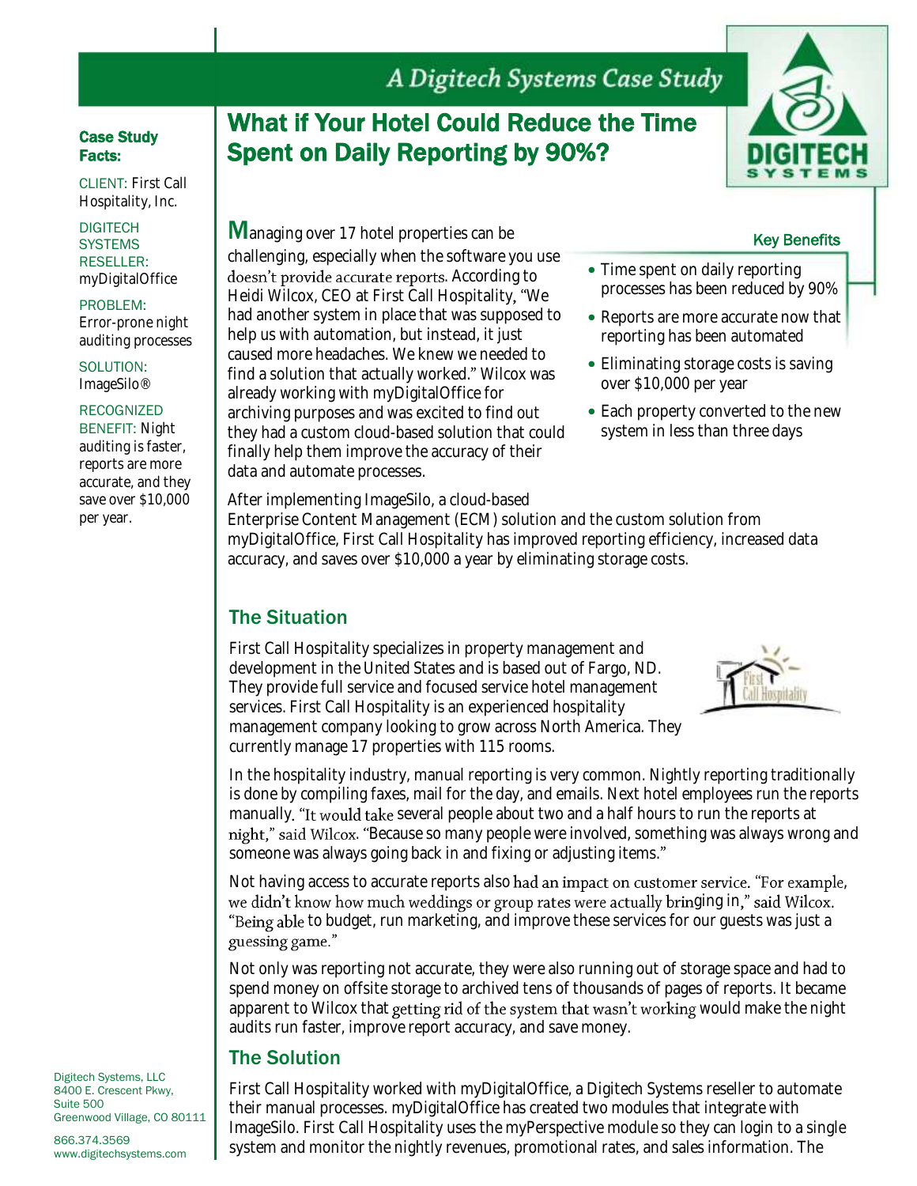# A Digitech Systems Case Study

## What if Your Hotel Could Reduce the Time Spent on Daily Reporting by 90%?

**Case Study Facts:**

CLIENT: First Call Hospitality, Inc.

DIGITECH SYSTEMS RESELLER: myDigitalOffice

PROBLEM: Error-prone night auditing processes

SOLUTION: ImageSilo®

RECOGNIZED BENEFIT: Night auditing is faster, reports are more accurate, and they save over $10,000 per year.

Managing over 17 hotel properties can be challenging, especially when the software you use doesn't provide accurate reports. According to Heidi Wilcox, CEO at First Call Hospitality, "We had another system in place that was supposed to help us with automation, but instead, it just caused more headaches. We knew we needed to find a solution that actually worked." Wilcox was already working with myDigitalOffice for archiving purposes and was excited to find out they had a custom cloud-based solution that could finally help them improve the accuracy of their data and automate processes.

**Key Benefits**

- Time spent on daily reporting processes has been reduced by 90%
- Reports are more accurate now that reporting has been automated
- Eliminating storage costs is saving over $10,000 per year
- Each property converted to the new system in less than three days

After implementing ImageSilo, a cloud-based Enterprise Content Management (ECM) solution and the custom solution from myDigitalOffice, First Call Hospitality has improved reporting efficiency, increased data accuracy, and saves over $10,000 a year by eliminating storage costs.

### The Situation

First Call Hospitality specializes in property management and development in the United States and is based out of Fargo, ND. They provide full service and focused service hotel management services. First Call Hospitality is an experienced hospitality management company looking to grow across North America. They currently manage 17 properties with 115 rooms.

In the hospitality industry, manual reporting is very common. Nightly reporting traditionally is done by compiling faxes, mail for the day, and emails. Next hotel employees run the reports manually. "It would take several people about two and a half hours to run the reports at night," said Wilcox. "Because so many people were involved, something was always wrong and someone was always going back in and fixing or adjusting items."

Not having access to accurate reports also had an impact on customer service. "For example, we didn't know how much weddings or group rates were actually bringing in," said Wilcox. "Being able to budget, run marketing, and improve these services for our guests was just a guessing game."

Not only was reporting not accurate, they were also running out of storage space and had to spend money on offsite storage to archived tens of thousands of pages of reports. It became apparent to Wilcox that getting rid of the system that wasn't working would make the night audits run faster, improve report accuracy, and save money.

### The Solution

First Call Hospitality worked with myDigitalOffice, a Digitech Systems reseller to automate their manual processes. myDigitalOffice has created two modules that integrate with ImageSilo. First Call Hospitality uses the myPerspective module so they can login to a single system and monitor the nightly revenues, promotional rates, and sales information. The

Digitech Systems, LLC
8400 E. Crescent Pkwy,
Suite 500
Greenwood Village, CO 80111

866.374.3569
www.digitechsystems.com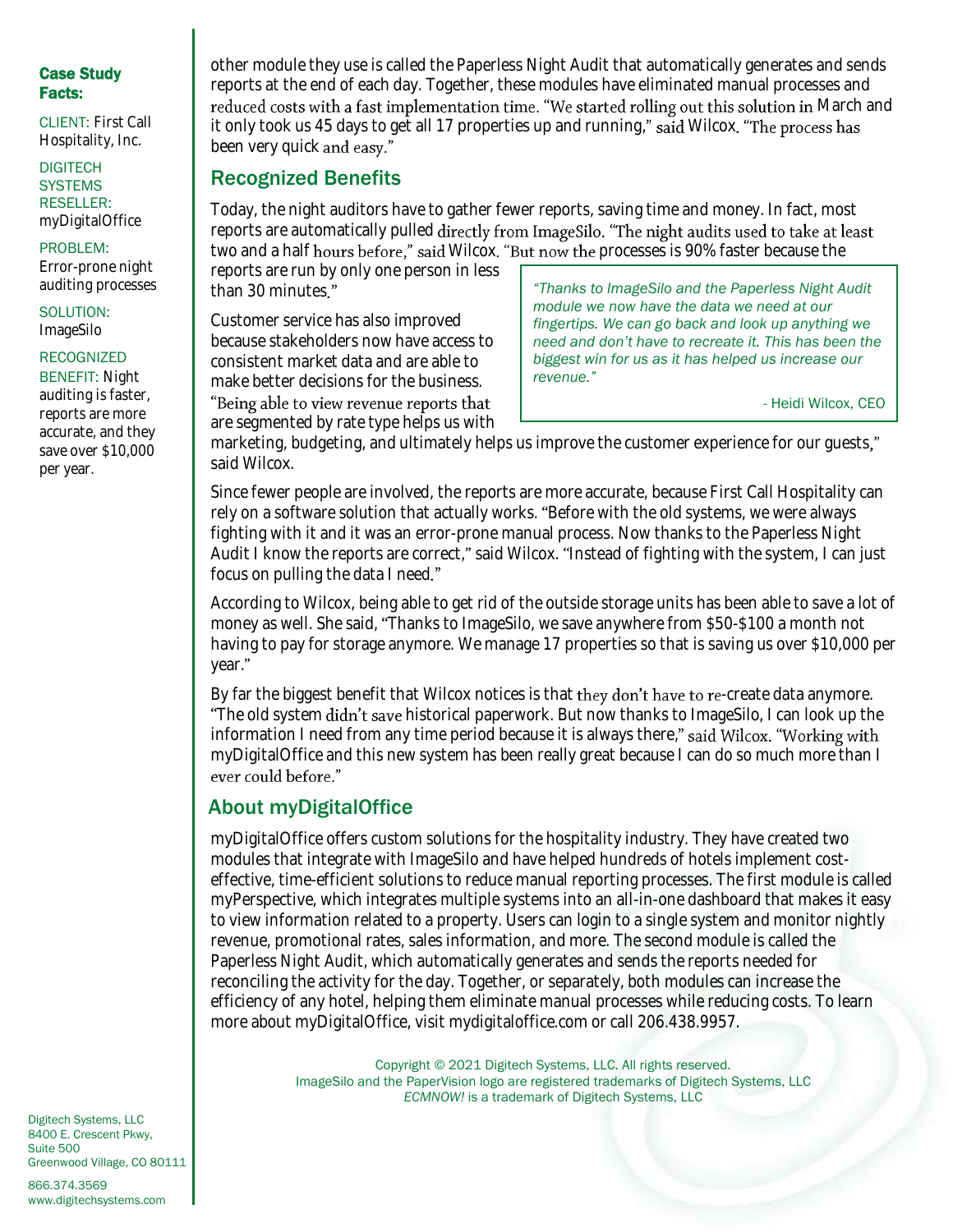**Case Study Facts:**

CLIENT: First Call Hospitality, Inc.

DIGITECH SYSTEMS RESELLER: myDigitalOffice

PROBLEM: Error-prone night auditing processes

SOLUTION: ImageSilo

RECOGNIZED BENEFIT: Night auditing is faster, reports are more accurate, and they save over $10,000 per year.

other module they use is called the Paperless Night Audit that automatically generates and sends reports at the end of each day. Together, these modules have eliminated manual processes and reduced costs with a fast implementation time. "We started rolling out this solution in March and it only took us 45 days to get all 17 properties up and running," said Wilcox. "The process has been very quick and easy."

## Recognized Benefits

Today, the night auditors have to gather fewer reports, saving time and money. In fact, most reports are automatically pulled directly from ImageSilo. "The night audits used to take at least two and a half hours before," said Wilcox. "But now the processes is 90% faster because the reports are run by only one person in less than 30 minutes."

> *"Thanks to ImageSilo and the Paperless Night Audit module we now have the data we need at our fingertips. We can go back and look up anything we need and don't have to recreate it. This has been the biggest win for us as it has helped us increase our revenue."*
>
> \- Heidi Wilcox, CEO

Customer service has also improved because stakeholders now have access to consistent market data and are able to make better decisions for the business. "Being able to view revenue reports that are segmented by rate type helps us with marketing, budgeting, and ultimately helps us improve the customer experience for our guests," said Wilcox.

Since fewer people are involved, the reports are more accurate, because First Call Hospitality can rely on a software solution that actually works. "Before with the old systems, we were always fighting with it and it was an error-prone manual process. Now thanks to the Paperless Night Audit I know the reports are correct," said Wilcox. "Instead of fighting with the system, I can just focus on pulling the data I need."

According to Wilcox, being able to get rid of the outside storage units has been able to save a lot of money as well. She said, "Thanks to ImageSilo, we save anywhere from $50-$100 a month not having to pay for storage anymore. We manage 17 properties so that is saving us over $10,000 per year."

By far the biggest benefit that Wilcox notices is that they don't have to re-create data anymore. "The old system didn't save historical paperwork. But now thanks to ImageSilo, I can look up the information I need from any time period because it is always there," said Wilcox. "Working with myDigitalOffice and this new system has been really great because I can do so much more than I ever could before."

## About myDigitalOffice

myDigitalOffice offers custom solutions for the hospitality industry. They have created two modules that integrate with ImageSilo and have helped hundreds of hotels implement cost-effective, time-efficient solutions to reduce manual reporting processes. The first module is called myPerspective, which integrates multiple systems into an all-in-one dashboard that makes it easy to view information related to a property. Users can login to a single system and monitor nightly revenue, promotional rates, sales information, and more. The second module is called the Paperless Night Audit, which automatically generates and sends the reports needed for reconciling the activity for the day. Together, or separately, both modules can increase the efficiency of any hotel, helping them eliminate manual processes while reducing costs. To learn more about myDigitalOffice, visit mydigitaloffice.com or call 206.438.9957.

Copyright © 2021 Digitech Systems, LLC. All rights reserved.
ImageSilo and the PaperVision logo are registered trademarks of Digitech Systems, LLC
*ECMNOW!* is a trademark of Digitech Systems, LLC

Digitech Systems, LLC
8400 E. Crescent Pkwy,
Suite 500
Greenwood Village, CO 80111

866.374.3569
www.digitechsystems.com